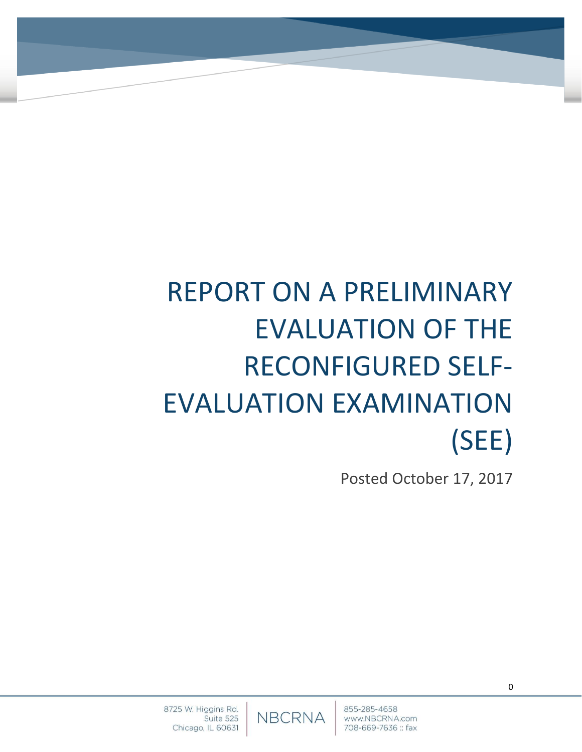# REPORT ON A PRELIMINARY EVALUATION OF THE RECONFIGURED SELF-EVALUATION EXAMINATION (SEE)

Posted October 17, 2017

8725 W. Higgins Rd.
Suite 525
Chicago, IL 60631

NBCRNA

855-285-4658
www.NBCRNA.com
708-669-7636 :: fax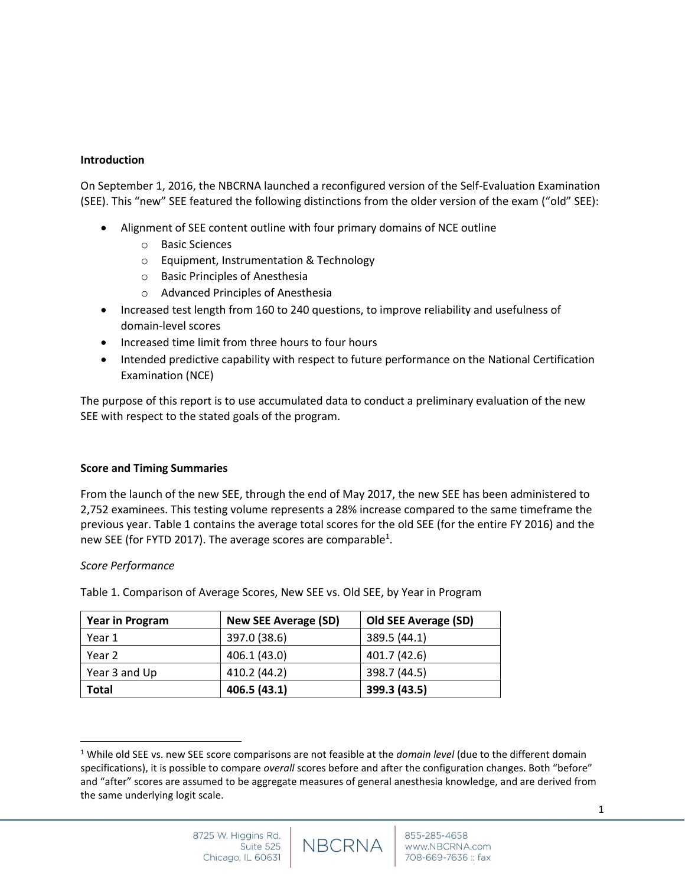## Introduction

On September 1, 2016, the NBCRNA launched a reconfigured version of the Self-Evaluation Examination (SEE). This "new" SEE featured the following distinctions from the older version of the exam ("old" SEE):

- Alignment of SEE content outline with four primary domains of NCE outline
  - Basic Sciences
  - Equipment, Instrumentation & Technology
  - Basic Principles of Anesthesia
  - Advanced Principles of Anesthesia
- Increased test length from 160 to 240 questions, to improve reliability and usefulness of domain-level scores
- Increased time limit from three hours to four hours
- Intended predictive capability with respect to future performance on the National Certification Examination (NCE)

The purpose of this report is to use accumulated data to conduct a preliminary evaluation of the new SEE with respect to the stated goals of the program.

## Score and Timing Summaries

From the launch of the new SEE, through the end of May 2017, the new SEE has been administered to 2,752 examinees. This testing volume represents a 28% increase compared to the same timeframe the previous year. Table 1 contains the average total scores for the old SEE (for the entire FY 2016) and the new SEE (for FYTD 2017). The average scores are comparable[1].

### *Score Performance*

Table 1. Comparison of Average Scores, New SEE vs. Old SEE, by Year in Program

| Year in Program | New SEE Average (SD) | Old SEE Average (SD) |
|---|---|---|
| Year 1 | 397.0 (38.6) | 389.5 (44.1) |
| Year 2 | 406.1 (43.0) | 401.7 (42.6) |
| Year 3 and Up | 410.2 (44.2) | 398.7 (44.5) |
| **Total** | **406.5 (43.1)** | **399.3 (43.5)** |

[1] While old SEE vs. new SEE score comparisons are not feasible at the *domain level* (due to the different domain specifications), it is possible to compare *overall* scores before and after the configuration changes. Both "before" and "after" scores are assumed to be aggregate measures of general anesthesia knowledge, and are derived from the same underlying logit scale.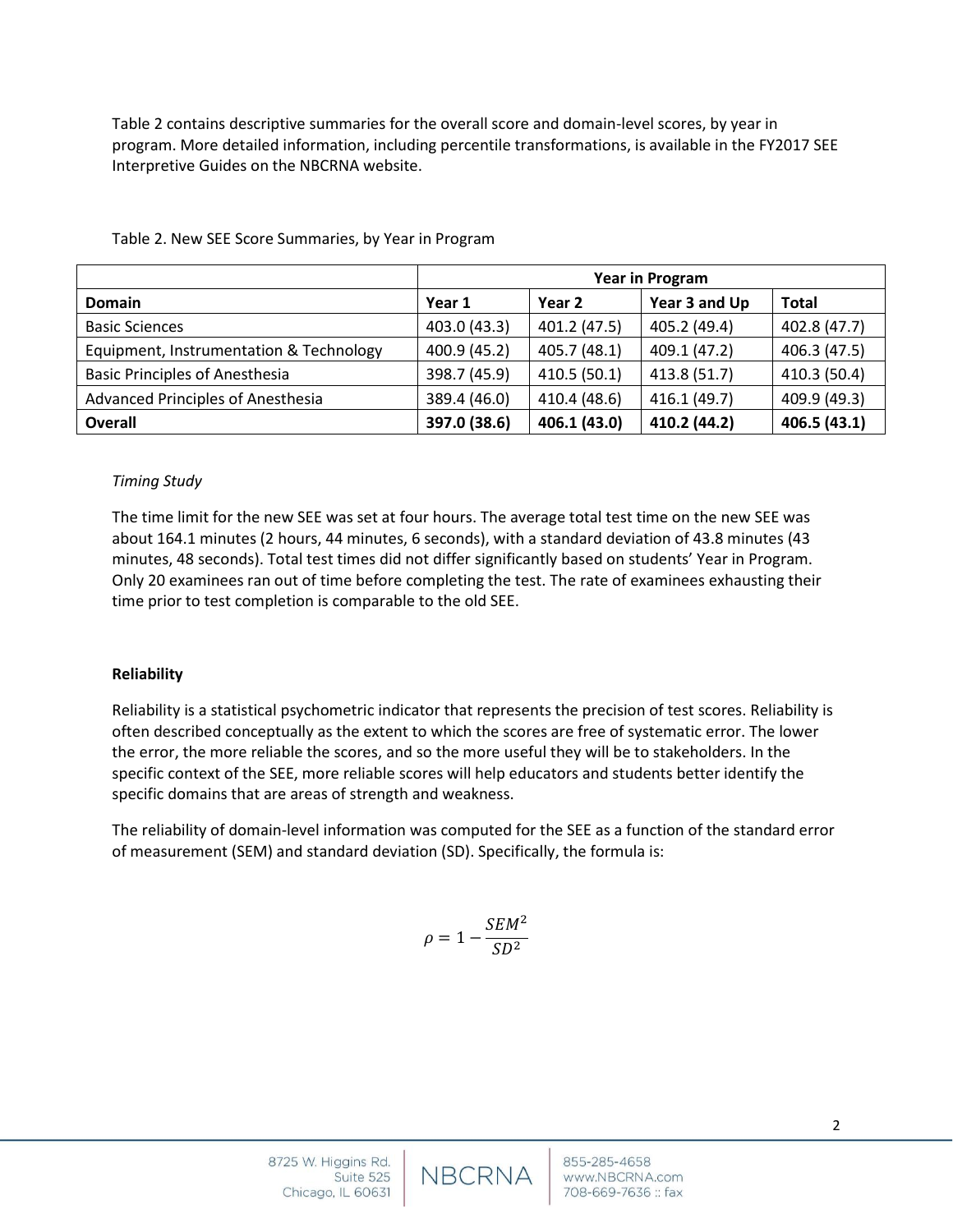Table 2 contains descriptive summaries for the overall score and domain-level scores, by year in program. More detailed information, including percentile transformations, is available in the FY2017 SEE Interpretive Guides on the NBCRNA website.

Table 2. New SEE Score Summaries, by Year in Program

| | Year in Program | | | |
|---|---|---|---|---|
| **Domain** | **Year 1** | **Year 2** | **Year 3 and Up** | **Total** |
| Basic Sciences | 403.0 (43.3) | 401.2 (47.5) | 405.2 (49.4) | 402.8 (47.7) |
| Equipment, Instrumentation & Technology | 400.9 (45.2) | 405.7 (48.1) | 409.1 (47.2) | 406.3 (47.5) |
| Basic Principles of Anesthesia | 398.7 (45.9) | 410.5 (50.1) | 413.8 (51.7) | 410.3 (50.4) |
| Advanced Principles of Anesthesia | 389.4 (46.0) | 410.4 (48.6) | 416.1 (49.7) | 409.9 (49.3) |
| **Overall** | **397.0 (38.6)** | **406.1 (43.0)** | **410.2 (44.2)** | **406.5 (43.1)** |

*Timing Study*

The time limit for the new SEE was set at four hours. The average total test time on the new SEE was about 164.1 minutes (2 hours, 44 minutes, 6 seconds), with a standard deviation of 43.8 minutes (43 minutes, 48 seconds). Total test times did not differ significantly based on students' Year in Program. Only 20 examinees ran out of time before completing the test. The rate of examinees exhausting their time prior to test completion is comparable to the old SEE.

**Reliability**

Reliability is a statistical psychometric indicator that represents the precision of test scores. Reliability is often described conceptually as the extent to which the scores are free of systematic error. The lower the error, the more reliable the scores, and so the more useful they will be to stakeholders. In the specific context of the SEE, more reliable scores will help educators and students better identify the specific domains that are areas of strength and weakness.

The reliability of domain-level information was computed for the SEE as a function of the standard error of measurement (SEM) and standard deviation (SD). Specifically, the formula is:

$$\rho = 1 - \frac{SEM^2}{SD^2}$$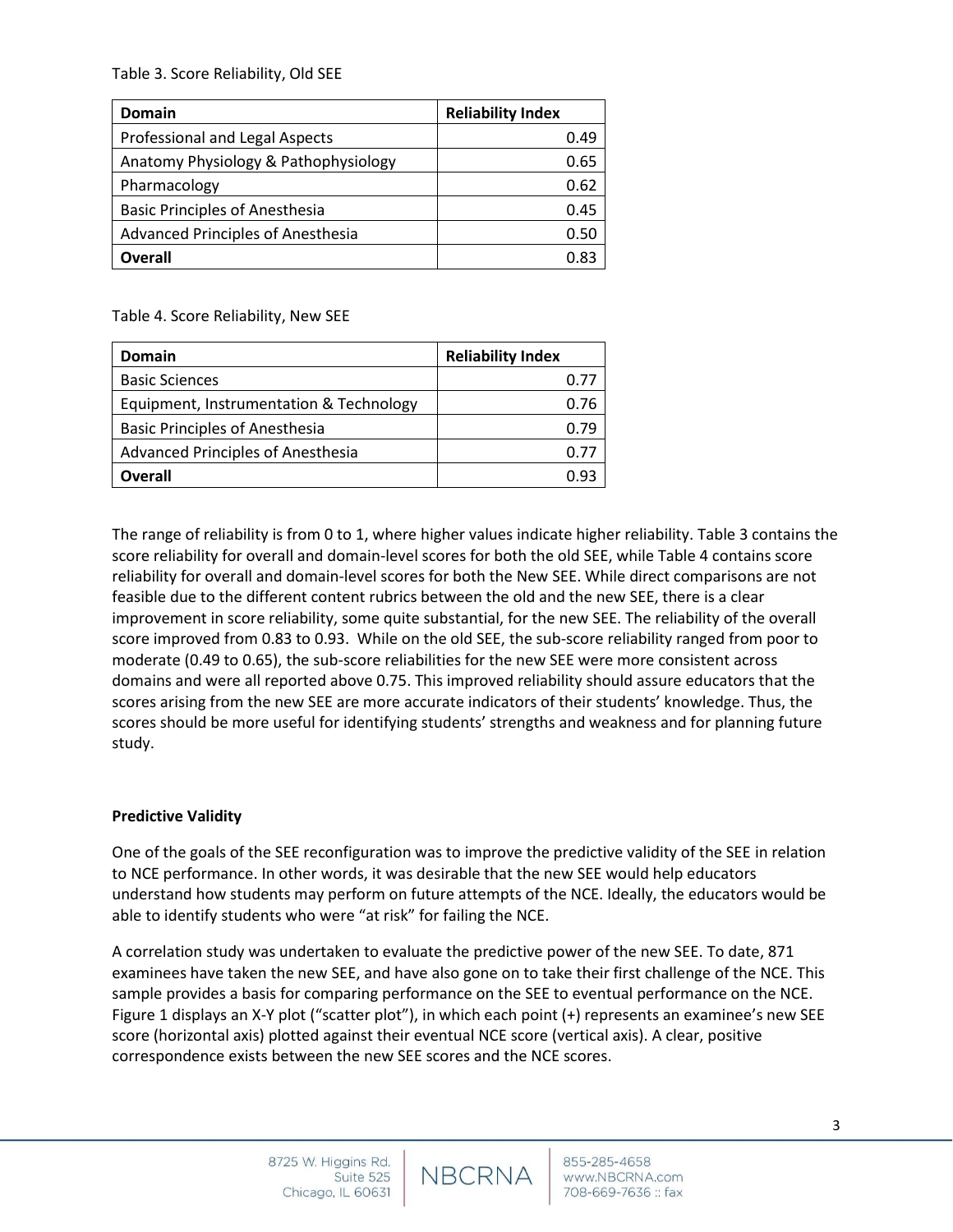Table 3. Score Reliability, Old SEE

| Domain | Reliability Index |
|---|---|
| Professional and Legal Aspects | 0.49 |
| Anatomy Physiology & Pathophysiology | 0.65 |
| Pharmacology | 0.62 |
| Basic Principles of Anesthesia | 0.45 |
| Advanced Principles of Anesthesia | 0.50 |
| **Overall** | 0.83 |

Table 4. Score Reliability, New SEE

| Domain | Reliability Index |
|---|---|
| Basic Sciences | 0.77 |
| Equipment, Instrumentation & Technology | 0.76 |
| Basic Principles of Anesthesia | 0.79 |
| Advanced Principles of Anesthesia | 0.77 |
| **Overall** | 0.93 |

The range of reliability is from 0 to 1, where higher values indicate higher reliability. Table 3 contains the score reliability for overall and domain-level scores for both the old SEE, while Table 4 contains score reliability for overall and domain-level scores for both the New SEE. While direct comparisons are not feasible due to the different content rubrics between the old and the new SEE, there is a clear improvement in score reliability, some quite substantial, for the new SEE. The reliability of the overall score improved from 0.83 to 0.93. While on the old SEE, the sub-score reliability ranged from poor to moderate (0.49 to 0.65), the sub-score reliabilities for the new SEE were more consistent across domains and were all reported above 0.75. This improved reliability should assure educators that the scores arising from the new SEE are more accurate indicators of their students' knowledge. Thus, the scores should be more useful for identifying students' strengths and weakness and for planning future study.

**Predictive Validity**

One of the goals of the SEE reconfiguration was to improve the predictive validity of the SEE in relation to NCE performance. In other words, it was desirable that the new SEE would help educators understand how students may perform on future attempts of the NCE. Ideally, the educators would be able to identify students who were "at risk" for failing the NCE.

A correlation study was undertaken to evaluate the predictive power of the new SEE. To date, 871 examinees have taken the new SEE, and have also gone on to take their first challenge of the NCE. This sample provides a basis for comparing performance on the SEE to eventual performance on the NCE. Figure 1 displays an X-Y plot ("scatter plot"), in which each point (+) represents an examinee's new SEE score (horizontal axis) plotted against their eventual NCE score (vertical axis). A clear, positive correspondence exists between the new SEE scores and the NCE scores.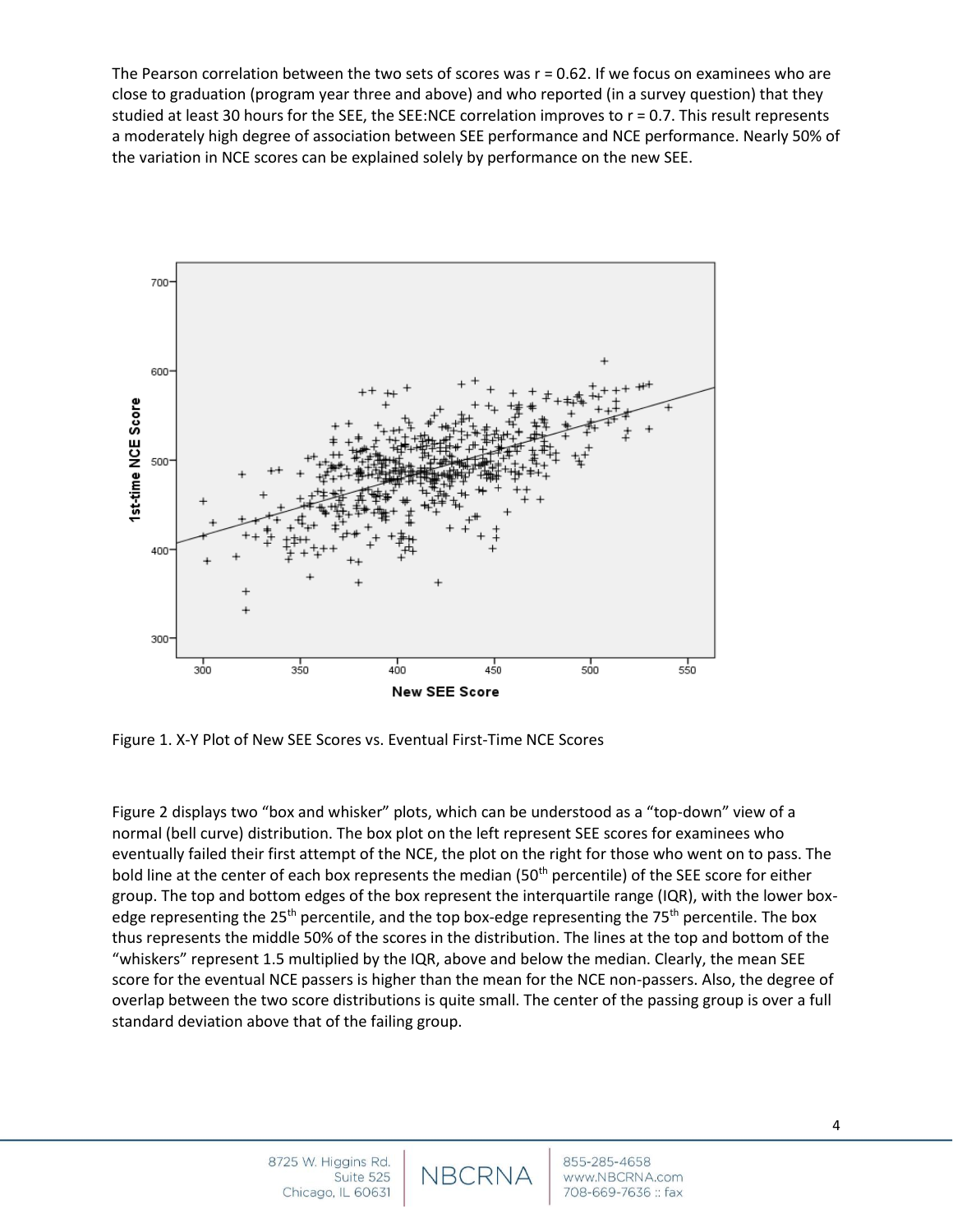The Pearson correlation between the two sets of scores was $r = 0.62$. If we focus on examinees who are close to graduation (program year three and above) and who reported (in a survey question) that they studied at least 30 hours for the SEE, the SEE:NCE correlation improves to $r = 0.7$. This result represents a moderately high degree of association between SEE performance and NCE performance. Nearly 50% of the variation in NCE scores can be explained solely by performance on the new SEE.

Figure 1. X-Y Plot of New SEE Scores vs. Eventual First-Time NCE Scores

Figure 2 displays two "box and whisker" plots, which can be understood as a "top-down" view of a normal (bell curve) distribution. The box plot on the left represent SEE scores for examinees who eventually failed their first attempt of the NCE, the plot on the right for those who went on to pass. The bold line at the center of each box represents the median (50th percentile) of the SEE score for either group. The top and bottom edges of the box represent the interquartile range (IQR), with the lower box-edge representing the 25th percentile, and the top box-edge representing the 75th percentile. The box thus represents the middle 50% of the scores in the distribution. The lines at the top and bottom of the "whiskers" represent 1.5 multiplied by the IQR, above and below the median. Clearly, the mean SEE score for the eventual NCE passers is higher than the mean for the NCE non-passers. Also, the degree of overlap between the two score distributions is quite small. The center of the passing group is over a full standard deviation above that of the failing group.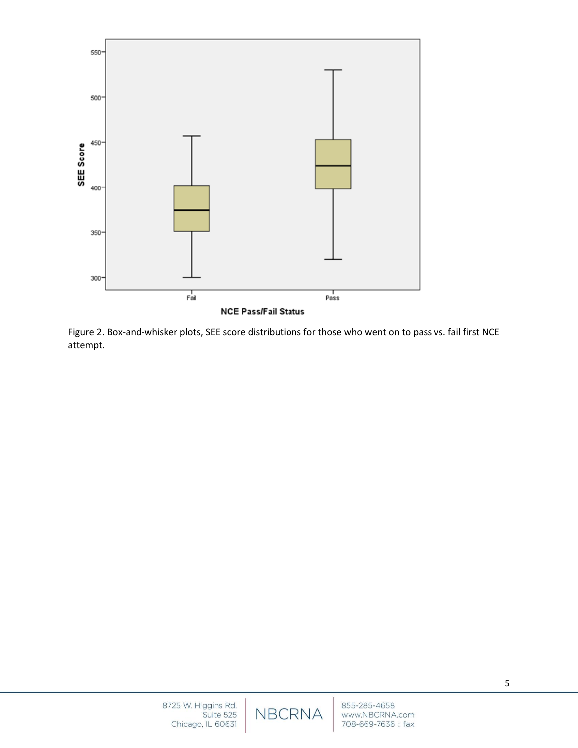Figure 2. Box-and-whisker plots, SEE score distributions for those who went on to pass vs. fail first NCE attempt.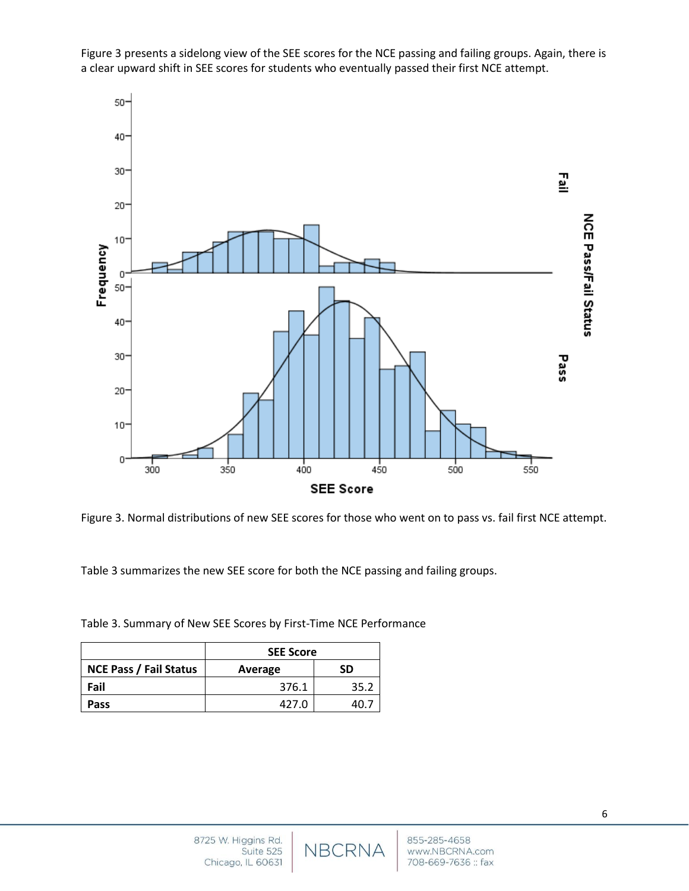Figure 3 presents a sidelong view of the SEE scores for the NCE passing and failing groups. Again, there is a clear upward shift in SEE scores for students who eventually passed their first NCE attempt.

Figure 3. Normal distributions of new SEE scores for those who went on to pass vs. fail first NCE attempt.

Table 3 summarizes the new SEE score for both the NCE passing and failing groups.

Table 3. Summary of New SEE Scores by First-Time NCE Performance

| | SEE Score | |
|---|---|---|
| **NCE Pass / Fail Status** | **Average** | **SD** |
| **Fail** | 376.1 | 35.2 |
| **Pass** | 427.0 | 40.7 |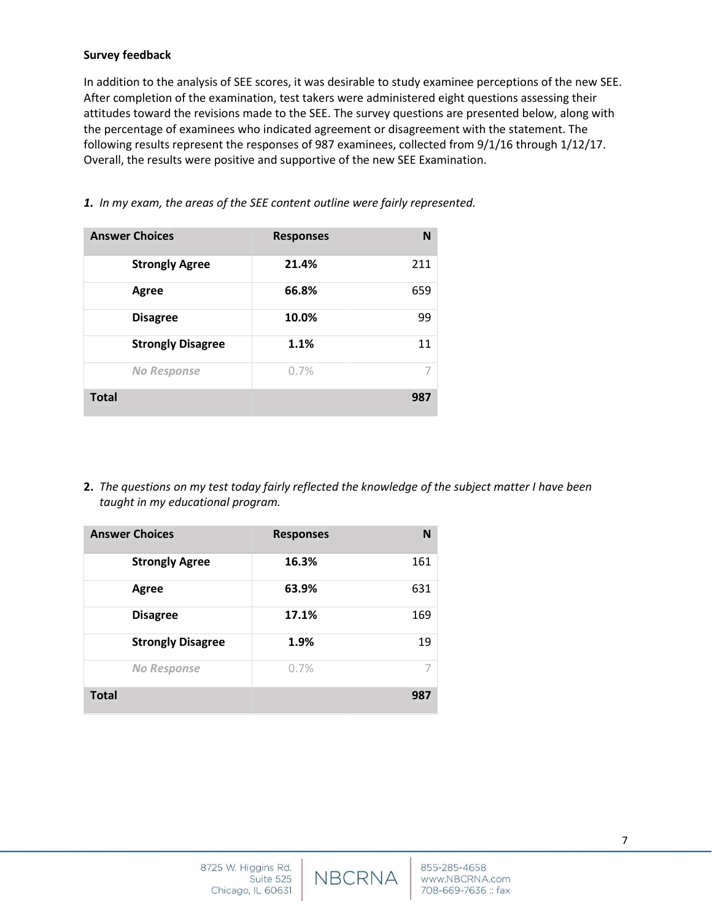**Survey feedback**

In addition to the analysis of SEE scores, it was desirable to study examinee perceptions of the new SEE. After completion of the examination, test takers were administered eight questions assessing their attitudes toward the revisions made to the SEE. The survey questions are presented below, along with the percentage of examinees who indicated agreement or disagreement with the statement. The following results represent the responses of 987 examinees, collected from 9/1/16 through 1/12/17. Overall, the results were positive and supportive of the new SEE Examination.

1. *In my exam, the areas of the SEE content outline were fairly represented.*

| Answer Choices | Responses | N |
|---|---|---|
| **Strongly Agree** | **21.4%** | 211 |
| **Agree** | **66.8%** | 659 |
| **Disagree** | **10.0%** | 99 |
| **Strongly Disagree** | **1.1%** | 11 |
| *No Response* | 0.7% | 7 |
| **Total** | | **987** |

2. *The questions on my test today fairly reflected the knowledge of the subject matter I have been taught in my educational program.*

| Answer Choices | Responses | N |
|---|---|---|
| **Strongly Agree** | **16.3%** | 161 |
| **Agree** | **63.9%** | 631 |
| **Disagree** | **17.1%** | 169 |
| **Strongly Disagree** | **1.9%** | 19 |
| *No Response* | 0.7% | 7 |
| **Total** | | **987** |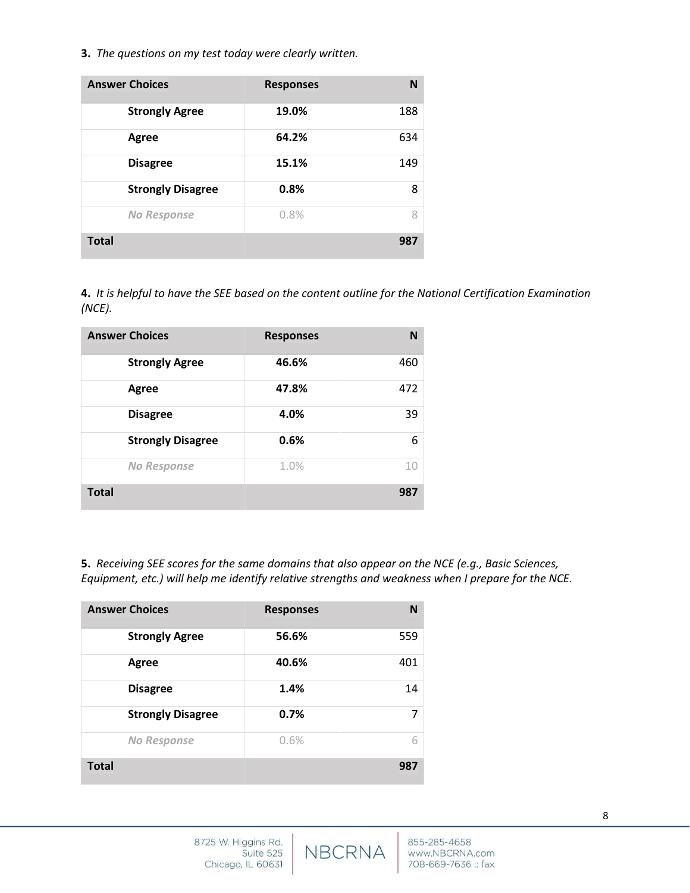**3.** *The questions on my test today were clearly written.*

| Answer Choices | Responses | N |
|---|---|---|
| **Strongly Agree** | **19.0%** | 188 |
| **Agree** | **64.2%** | 634 |
| **Disagree** | **15.1%** | 149 |
| **Strongly Disagree** | **0.8%** | 8 |
| ***No Response*** | 0.8% | 8 |
| **Total** | | **987** |

**4.** *It is helpful to have the SEE based on the content outline for the National Certification Examination (NCE).*

| Answer Choices | Responses | N |
|---|---|---|
| **Strongly Agree** | **46.6%** | 460 |
| **Agree** | **47.8%** | 472 |
| **Disagree** | **4.0%** | 39 |
| **Strongly Disagree** | **0.6%** | 6 |
| ***No Response*** | 1.0% | 10 |
| **Total** | | **987** |

**5.** *Receiving SEE scores for the same domains that also appear on the NCE (e.g., Basic Sciences, Equipment, etc.) will help me identify relative strengths and weakness when I prepare for the NCE.*

| Answer Choices | Responses | N |
|---|---|---|
| **Strongly Agree** | **56.6%** | 559 |
| **Agree** | **40.6%** | 401 |
| **Disagree** | **1.4%** | 14 |
| **Strongly Disagree** | **0.7%** | 7 |
| ***No Response*** | 0.6% | 6 |
| **Total** | | **987** |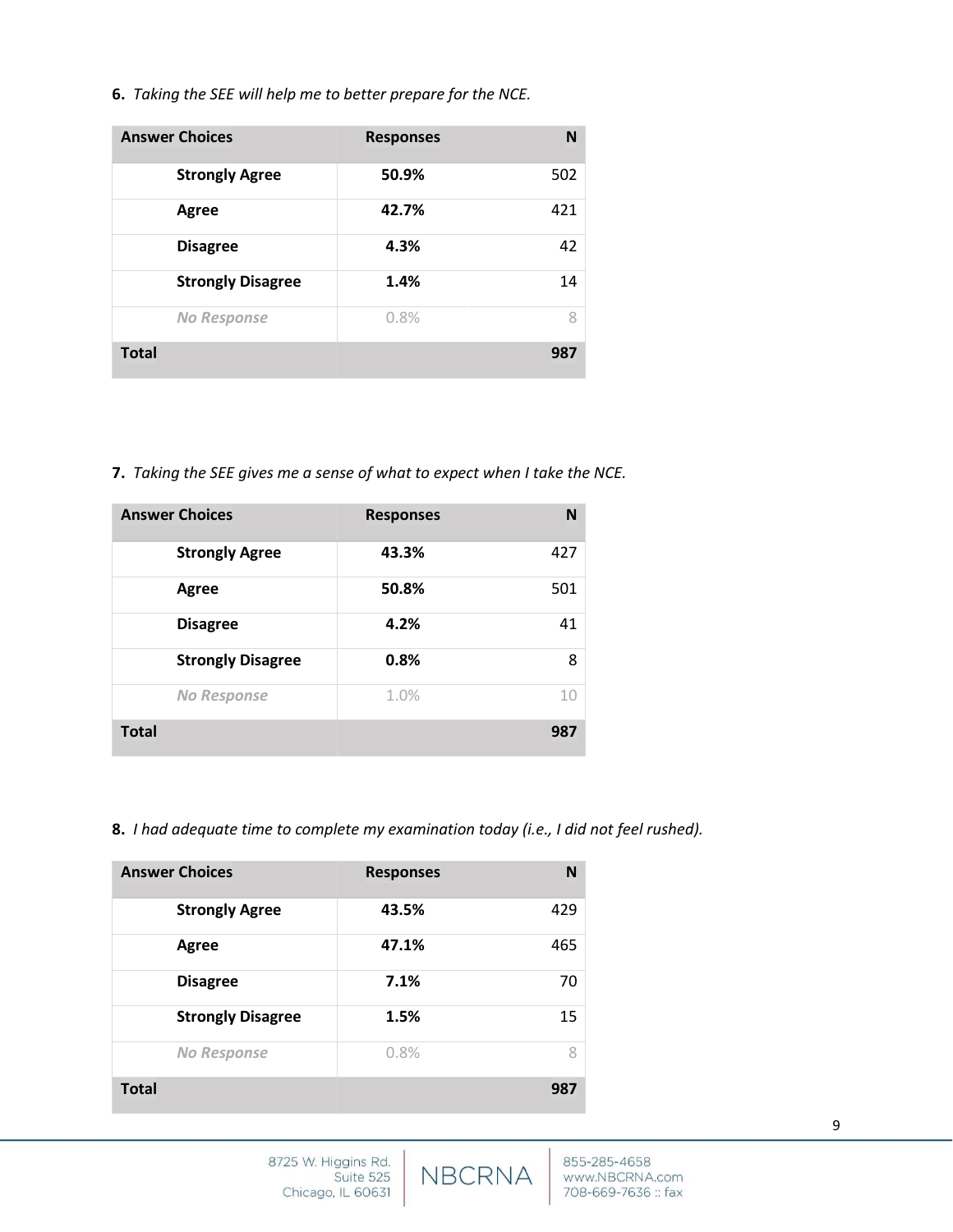**6.** *Taking the SEE will help me to better prepare for the NCE.*

| Answer Choices | Responses | N |
|---|---|---|
| **Strongly Agree** | **50.9%** | 502 |
| **Agree** | **42.7%** | 421 |
| **Disagree** | **4.3%** | 42 |
| **Strongly Disagree** | **1.4%** | 14 |
| *No Response* | 0.8% | 8 |
| **Total** | | **987** |

**7.** *Taking the SEE gives me a sense of what to expect when I take the NCE.*

| Answer Choices | Responses | N |
|---|---|---|
| **Strongly Agree** | **43.3%** | 427 |
| **Agree** | **50.8%** | 501 |
| **Disagree** | **4.2%** | 41 |
| **Strongly Disagree** | **0.8%** | 8 |
| *No Response* | 1.0% | 10 |
| **Total** | | **987** |

**8.** *I had adequate time to complete my examination today (i.e., I did not feel rushed).*

| Answer Choices | Responses | N |
|---|---|---|
| **Strongly Agree** | **43.5%** | 429 |
| **Agree** | **47.1%** | 465 |
| **Disagree** | **7.1%** | 70 |
| **Strongly Disagree** | **1.5%** | 15 |
| *No Response* | 0.8% | 8 |
| **Total** | | **987** |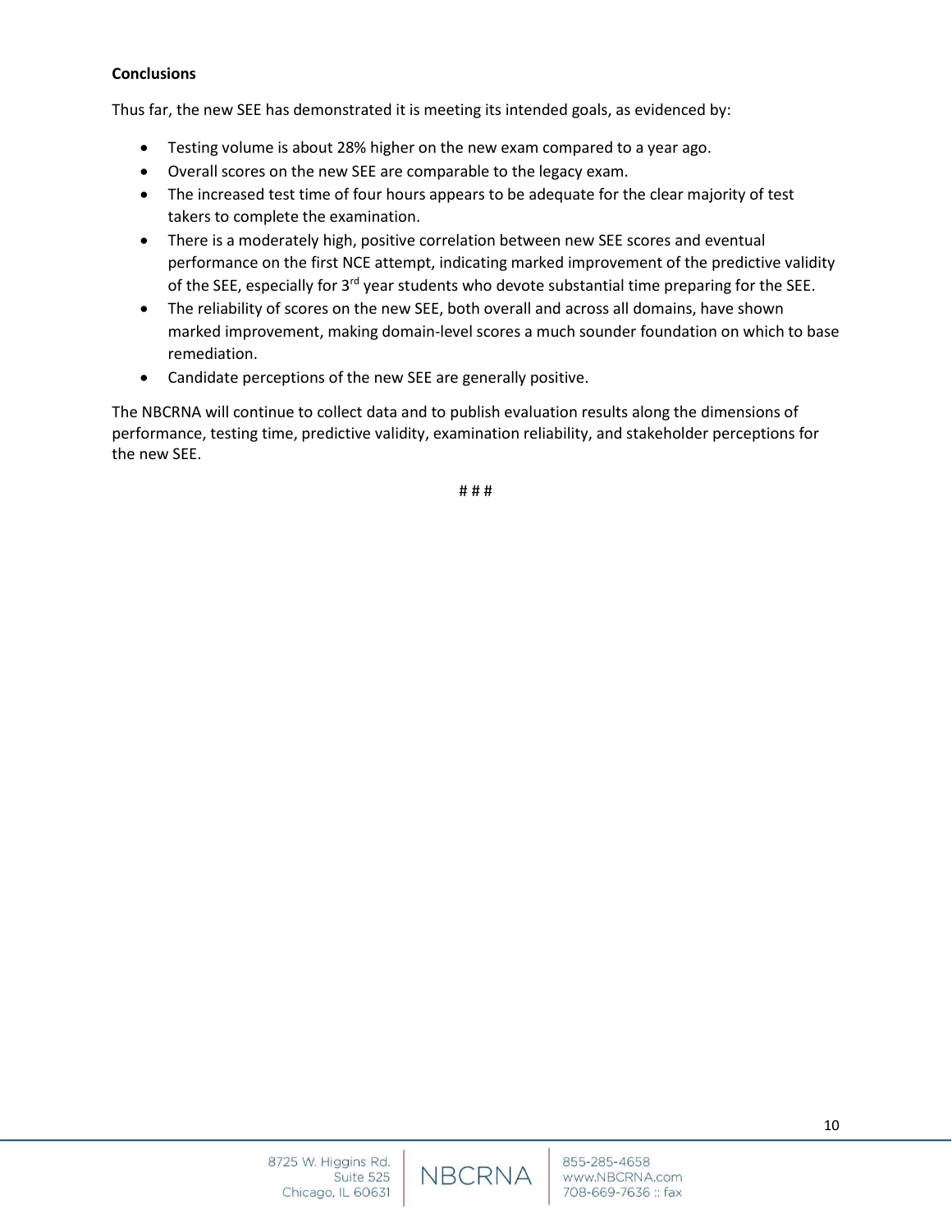**Conclusions**

Thus far, the new SEE has demonstrated it is meeting its intended goals, as evidenced by:

- Testing volume is about 28% higher on the new exam compared to a year ago.
- Overall scores on the new SEE are comparable to the legacy exam.
- The increased test time of four hours appears to be adequate for the clear majority of test takers to complete the examination.
- There is a moderately high, positive correlation between new SEE scores and eventual performance on the first NCE attempt, indicating marked improvement of the predictive validity of the SEE, especially for 3rd year students who devote substantial time preparing for the SEE.
- The reliability of scores on the new SEE, both overall and across all domains, have shown marked improvement, making domain-level scores a much sounder foundation on which to base remediation.
- Candidate perceptions of the new SEE are generally positive.

The NBCRNA will continue to collect data and to publish evaluation results along the dimensions of performance, testing time, predictive validity, examination reliability, and stakeholder perceptions for the new SEE.

# # #